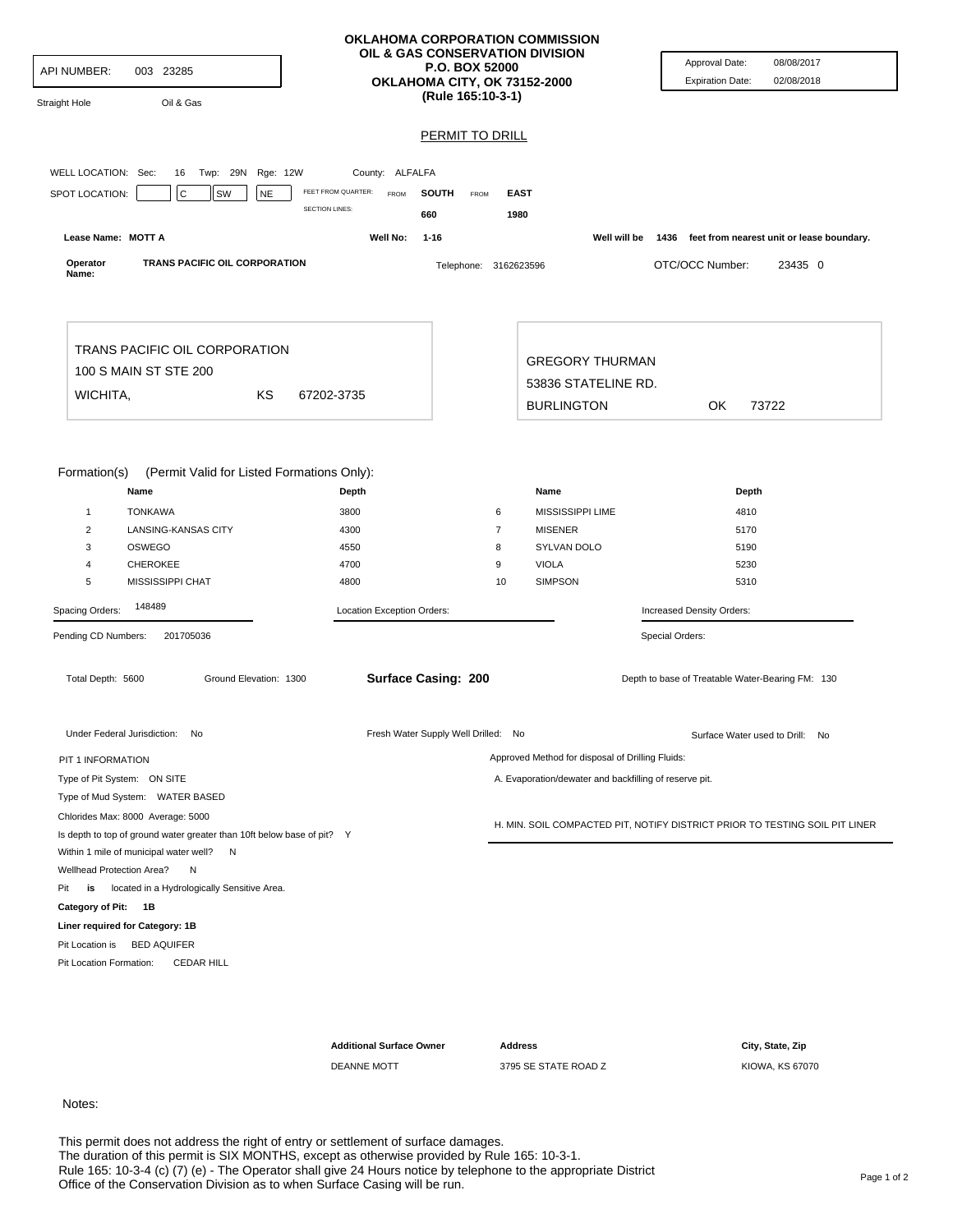API NUMBER: 003 23285

Straight Hole Oil & Gas

**OKLAHOMA CORPORATION COMMISSION**
**OIL & GAS CONSERVATION DIVISION**
**P.O. BOX 52000**
**OKLAHOMA CITY, OK 73152-2000**
**(Rule 165:10-3-1)**

Approval Date: 08/08/2017
Expiration Date: 02/08/2018

## PERMIT TO DRILL

WELL LOCATION: Sec: 16 Twp: 29N Rge: 12W County: ALFALFA

SPOT LOCATION: C SW NE

FEET FROM QUARTER: FROM **SOUTH** FROM **EAST**

SECTION LINES: 660 1980

Lease Name: **MOTT A** Well No: **1-16** Well will be **1436** feet from nearest unit or lease boundary.

Operator Name: **TRANS PACIFIC OIL CORPORATION** Telephone: 3162623596 OTC/OCC Number: 23435 0

TRANS PACIFIC OIL CORPORATION
100 S MAIN ST STE 200
WICHITA, KS 67202-3735

GREGORY THURMAN
53836 STATELINE RD.
BURLINGTON OK 73722

Formation(s) (Permit Valid for Listed Formations Only):

| | Name | Depth | | Name | Depth |
|---|---|---|---|---|---|
| 1 | TONKAWA | 3800 | 6 | MISSISSIPPI LIME | 4810 |
| 2 | LANSING-KANSAS CITY | 4300 | 7 | MISENER | 5170 |
| 3 | OSWEGO | 4550 | 8 | SYLVAN DOLO | 5190 |
| 4 | CHEROKEE | 4700 | 9 | VIOLA | 5230 |
| 5 | MISSISSIPPI CHAT | 4800 | 10 | SIMPSON | 5310 |

Spacing Orders: 148489 Location Exception Orders: Increased Density Orders:

Pending CD Numbers: 201705036 Special Orders:

Total Depth: 5600 Ground Elevation: 1300 **Surface Casing: 200** Depth to base of Treatable Water-Bearing FM: 130

Under Federal Jurisdiction: No Fresh Water Supply Well Drilled: No Surface Water used to Drill: No

PIT 1 INFORMATION

Type of Pit System: ON SITE

Type of Mud System: WATER BASED

Chlorides Max: 8000 Average: 5000

Is depth to top of ground water greater than 10ft below base of pit? Y

Within 1 mile of municipal water well? N

Wellhead Protection Area? N

Pit **is** located in a Hydrologically Sensitive Area.

**Category of Pit: 1B**

**Liner required for Category: 1B**

Pit Location is BED AQUIFER

Pit Location Formation: CEDAR HILL

Approved Method for disposal of Drilling Fluids:

A. Evaporation/dewater and backfilling of reserve pit.

H. MIN. SOIL COMPACTED PIT, NOTIFY DISTRICT PRIOR TO TESTING SOIL PIT LINER

| Additional Surface Owner | Address | City, State, Zip |
|---|---|---|
| DEANNE MOTT | 3795 SE STATE ROAD Z | KIOWA, KS 67070 |

Notes:

This permit does not address the right of entry or settlement of surface damages.
The duration of this permit is SIX MONTHS, except as otherwise provided by Rule 165: 10-3-1.
Rule 165: 10-3-4 (c) (7) (e) - The Operator shall give 24 Hours notice by telephone to the appropriate District Office of the Conservation Division as to when Surface Casing will be run.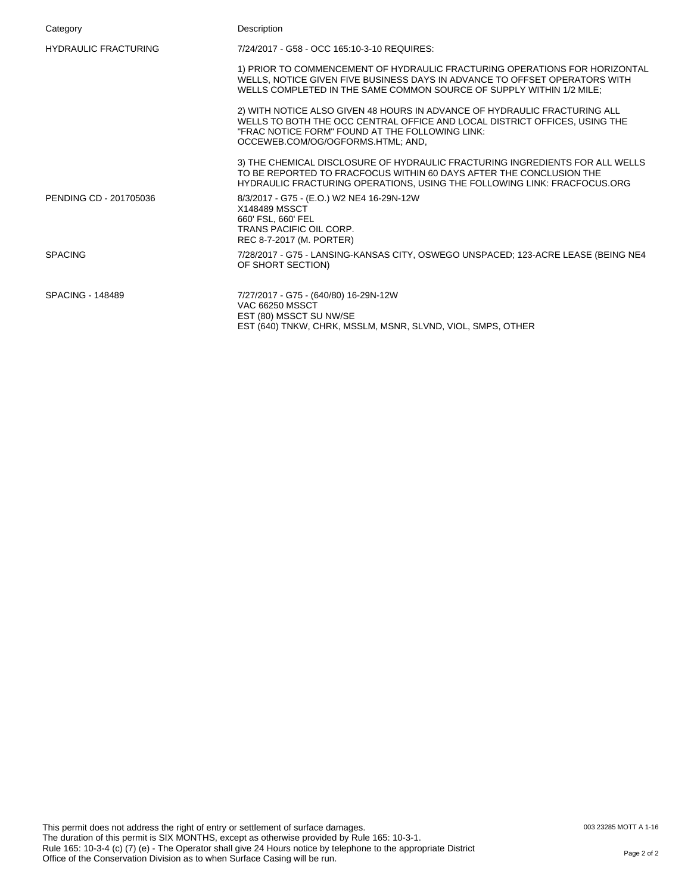| Category | Description |
| --- | --- |
| HYDRAULIC FRACTURING | 7/24/2017 - G58 - OCC 165:10-3-10 REQUIRES:<br><br>1) PRIOR TO COMMENCEMENT OF HYDRAULIC FRACTURING OPERATIONS FOR HORIZONTAL WELLS, NOTICE GIVEN FIVE BUSINESS DAYS IN ADVANCE TO OFFSET OPERATORS WITH WELLS COMPLETED IN THE SAME COMMON SOURCE OF SUPPLY WITHIN 1/2 MILE;<br><br>2) WITH NOTICE ALSO GIVEN 48 HOURS IN ADVANCE OF HYDRAULIC FRACTURING ALL WELLS TO BOTH THE OCC CENTRAL OFFICE AND LOCAL DISTRICT OFFICES, USING THE "FRAC NOTICE FORM" FOUND AT THE FOLLOWING LINK: OCCEWEB.COM/OG/OGFORMS.HTML; AND,<br><br>3) THE CHEMICAL DISCLOSURE OF HYDRAULIC FRACTURING INGREDIENTS FOR ALL WELLS TO BE REPORTED TO FRACFOCUS WITHIN 60 DAYS AFTER THE CONCLUSION THE HYDRAULIC FRACTURING OPERATIONS, USING THE FOLLOWING LINK: FRACFOCUS.ORG |
| PENDING CD - 201705036 | 8/3/2017 - G75 - (E.O.) W2 NE4 16-29N-12W<br>X148489 MSSCT<br>660' FSL, 660' FEL<br>TRANS PACIFIC OIL CORP.<br>REC 8-7-2017 (M. PORTER) |
| SPACING | 7/28/2017 - G75 - LANSING-KANSAS CITY, OSWEGO UNSPACED; 123-ACRE LEASE (BEING NE4 OF SHORT SECTION) |
| SPACING - 148489 | 7/27/2017 - G75 - (640/80) 16-29N-12W<br>VAC 66250 MSSCT<br>EST (80) MSSCT SU NW/SE<br>EST (640) TNKW, CHRK, MSSLM, MSNR, SLVND, VIOL, SMPS, OTHER |

This permit does not address the right of entry or settlement of surface damages.
The duration of this permit is SIX MONTHS, except as otherwise provided by Rule 165: 10-3-1.
Rule 165: 10-3-4 (c) (7) (e) - The Operator shall give 24 Hours notice by telephone to the appropriate District Office of the Conservation Division as to when Surface Casing will be run.

003 23285 MOTT A 1-16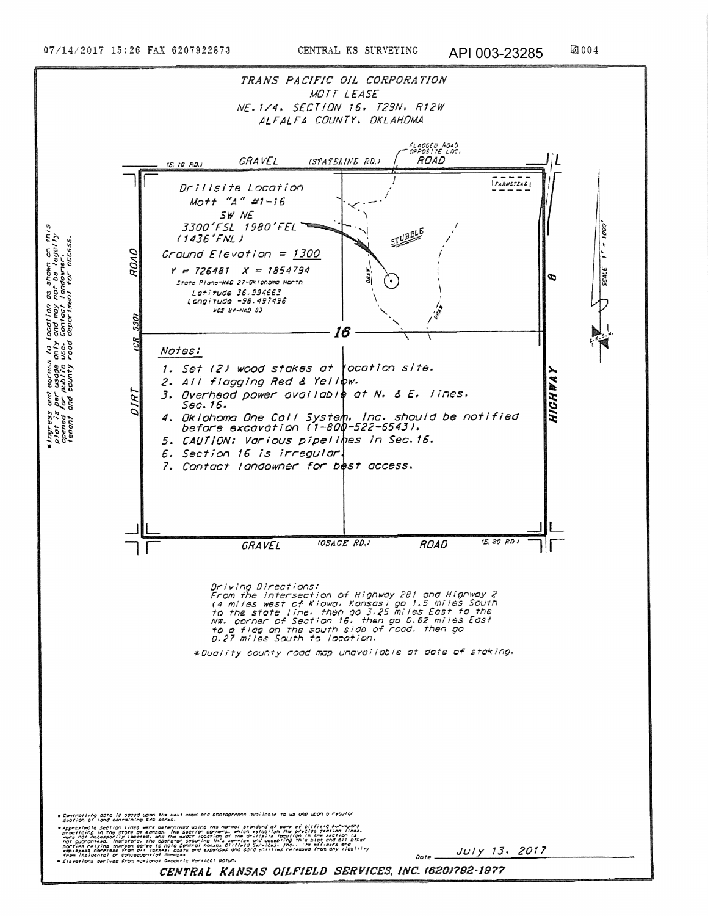07/14/2017 15:26 FAX 6207922873 CENTRAL KS SURVEYING API 003-23285 004

# TRANS PACIFIC OIL CORPORATION

MOTT LEASE

NE.1/4, SECTION 16, T29N, R12W

ALFALFA COUNTY, OKLAHOMA

(E.10 RD.) GRAVEL (STATELINE RD.) ROAD

FLAGGED ROAD OPPOSITE LOC.

FARMSTEAD

Drillsite Location

Mott "A" #1-16

SW NE

3300'FSL 1980'FEL

(1436'FNL)

Ground Elevation = 1300

Y = 726481 X = 1854794

State Plane-NAD 27-Oklahoma North

Latitude 36.994663

Longitude -98.497496

WGS 84-NAD 83

STUBBLE

DRAW

DRAW

16

8

DIRT (CR 530) ROAD

HIGHWAY

SCALE 1" = 1000'

Notes:

1. Set (2) wood stakes at location site.
2. All flagging Red & Yellow.
3. Overhead power available at N. & E. lines, Sec.16.
4. Oklahoma One Call System, Inc. should be notified before excavation (1-800-522-6543).
5. CAUTION: Various pipelines in Sec.16.
6. Section 16 is irregular.
7. Contact landowner for best access.

GRAVEL (OSAGE RD.) ROAD (E.20 RD.)

*Ingress and egress to location as shown on this plat is per usage only and may not be legally opened for public use. Contact landowner, tenant and county road department for access.

Driving Directions:
From the intersection of Highway 281 and Highway 2 (4 miles west of Kiowa, Kansas) go 1.5 miles South to the state line, then go 3.25 miles East to the NW. corner of Section 16, then go 0.62 miles East to a flag on the south side of road, then go 0.27 miles South to location.

*Quality county road map unavailable at date of staking.

* Controlling data is based upon the best maps and photographs available to us and upon a regular section of land containing 640 acres.

* Approximate section lines were determined using the normal standard of care of oilfield surveyors practicing in the state of Kansas. The section corners, which establish the precise section lines, were not necessarily located, and the exact location of the drillsite location in the section is not guaranteed. Therefore, the operator securing this service and accepting this plat and all other parties relying thereon agree to hold Central Kansas Oilfield Services, Inc., its officers and employees harmless from all losses, costs and expenses and said entities released from any liability from incidental or consequential damages.

* Elevations derived from National Geodetic Vertical Datum.

Date July 13, 2017

CENTRAL KANSAS OILFIELD SERVICES, INC. (620)792-1977